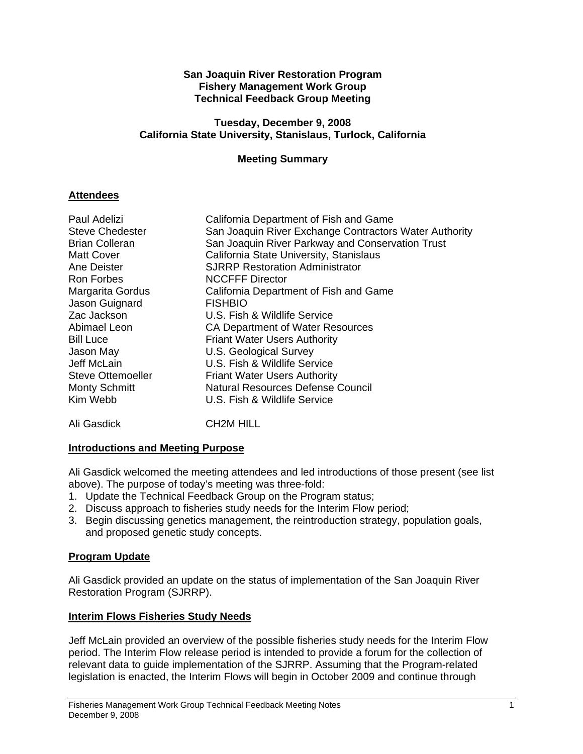**San Joaquin River Restoration Program**
**Fishery Management Work Group**
**Technical Feedback Group Meeting**

**Tuesday, December 9, 2008**
**California State University, Stanislaus, Turlock, California**

**Meeting Summary**

## Attendees

| | |
|---|---|
| Paul Adelizi | California Department of Fish and Game |
| Steve Chedester | San Joaquin River Exchange Contractors Water Authority |
| Brian Colleran | San Joaquin River Parkway and Conservation Trust |
| Matt Cover | California State University, Stanislaus |
| Ane Deister | SJRRP Restoration Administrator |
| Ron Forbes | NCCFFF Director |
| Margarita Gordus | California Department of Fish and Game |
| Jason Guignard | FISHBIO |
| Zac Jackson | U.S. Fish & Wildlife Service |
| Abimael Leon | CA Department of Water Resources |
| Bill Luce | Friant Water Users Authority |
| Jason May | U.S. Geological Survey |
| Jeff McLain | U.S. Fish & Wildlife Service |
| Steve Ottemoeller | Friant Water Users Authority |
| Monty Schmitt | Natural Resources Defense Council |
| Kim Webb | U.S. Fish & Wildlife Service |
| | |
| Ali Gasdick | CH2M HILL |

## Introductions and Meeting Purpose

Ali Gasdick welcomed the meeting attendees and led introductions of those present (see list above). The purpose of today's meeting was three-fold:

1. Update the Technical Feedback Group on the Program status;
2. Discuss approach to fisheries study needs for the Interim Flow period;
3. Begin discussing genetics management, the reintroduction strategy, population goals, and proposed genetic study concepts.

## Program Update

Ali Gasdick provided an update on the status of implementation of the San Joaquin River Restoration Program (SJRRP).

## Interim Flows Fisheries Study Needs

Jeff McLain provided an overview of the possible fisheries study needs for the Interim Flow period. The Interim Flow release period is intended to provide a forum for the collection of relevant data to guide implementation of the SJRRP. Assuming that the Program-related legislation is enacted, the Interim Flows will begin in October 2009 and continue through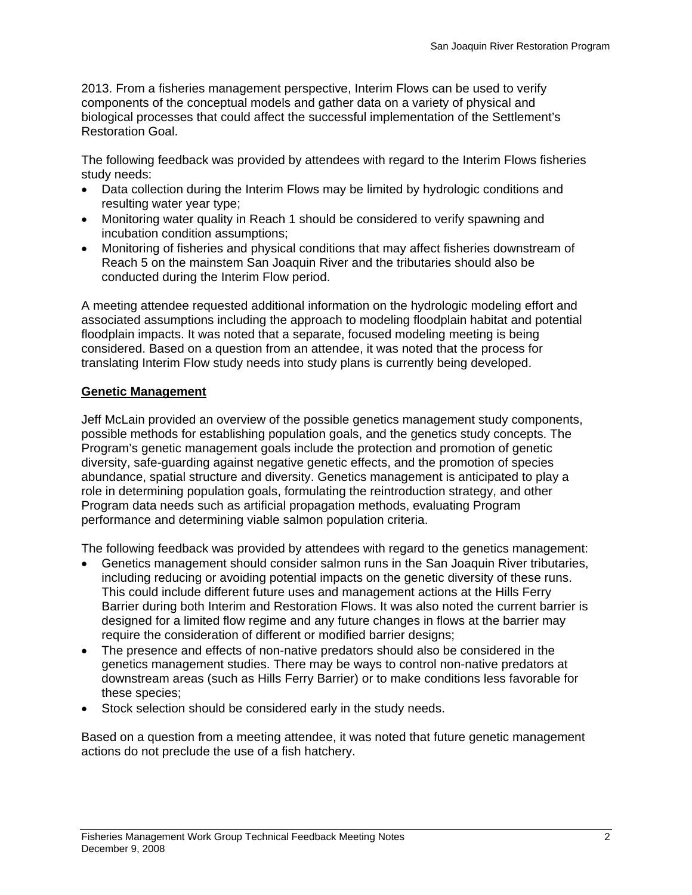2013. From a fisheries management perspective, Interim Flows can be used to verify components of the conceptual models and gather data on a variety of physical and biological processes that could affect the successful implementation of the Settlement's Restoration Goal.

The following feedback was provided by attendees with regard to the Interim Flows fisheries study needs:

- Data collection during the Interim Flows may be limited by hydrologic conditions and resulting water year type;
- Monitoring water quality in Reach 1 should be considered to verify spawning and incubation condition assumptions;
- Monitoring of fisheries and physical conditions that may affect fisheries downstream of Reach 5 on the mainstem San Joaquin River and the tributaries should also be conducted during the Interim Flow period.

A meeting attendee requested additional information on the hydrologic modeling effort and associated assumptions including the approach to modeling floodplain habitat and potential floodplain impacts. It was noted that a separate, focused modeling meeting is being considered. Based on a question from an attendee, it was noted that the process for translating Interim Flow study needs into study plans is currently being developed.

**Genetic Management**

Jeff McLain provided an overview of the possible genetics management study components, possible methods for establishing population goals, and the genetics study concepts. The Program's genetic management goals include the protection and promotion of genetic diversity, safe-guarding against negative genetic effects, and the promotion of species abundance, spatial structure and diversity. Genetics management is anticipated to play a role in determining population goals, formulating the reintroduction strategy, and other Program data needs such as artificial propagation methods, evaluating Program performance and determining viable salmon population criteria.

The following feedback was provided by attendees with regard to the genetics management:

- Genetics management should consider salmon runs in the San Joaquin River tributaries, including reducing or avoiding potential impacts on the genetic diversity of these runs. This could include different future uses and management actions at the Hills Ferry Barrier during both Interim and Restoration Flows. It was also noted the current barrier is designed for a limited flow regime and any future changes in flows at the barrier may require the consideration of different or modified barrier designs;
- The presence and effects of non-native predators should also be considered in the genetics management studies. There may be ways to control non-native predators at downstream areas (such as Hills Ferry Barrier) or to make conditions less favorable for these species;
- Stock selection should be considered early in the study needs.

Based on a question from a meeting attendee, it was noted that future genetic management actions do not preclude the use of a fish hatchery.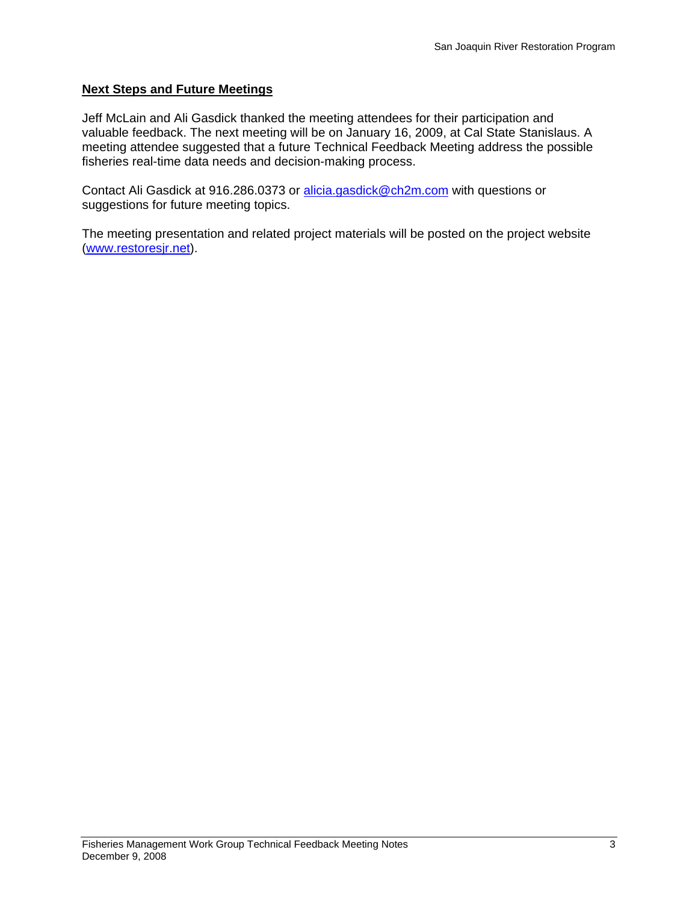## Next Steps and Future Meetings

Jeff McLain and Ali Gasdick thanked the meeting attendees for their participation and valuable feedback. The next meeting will be on January 16, 2009, at Cal State Stanislaus. A meeting attendee suggested that a future Technical Feedback Meeting address the possible fisheries real-time data needs and decision-making process.

Contact Ali Gasdick at 916.286.0373 or alicia.gasdick@ch2m.com with questions or suggestions for future meeting topics.

The meeting presentation and related project materials will be posted on the project website (www.restoresjr.net).